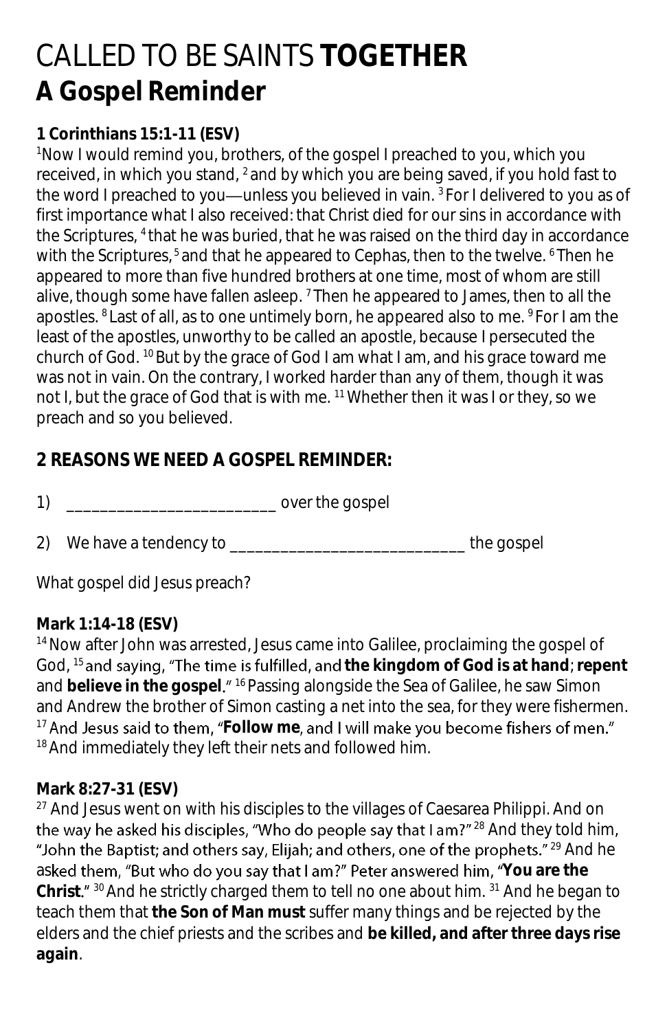# CALLED TO BE SAINTS **TOGETHER**

## A Gospel Reminder

**1 Corinthians 15:1-11 (ESV)**

[1]Now I would remind you, brothers, of the gospel I preached to you, which you received, in which you stand, [2] and by which you are being saved, if you hold fast to the word I preached to you—unless you believed in vain. [3] For I delivered to you as of first importance what I also received: that Christ died for our sins in accordance with the Scriptures, [4] that he was buried, that he was raised on the third day in accordance with the Scriptures, [5] and that he appeared to Cephas, then to the twelve. [6] Then he appeared to more than five hundred brothers at one time, most of whom are still alive, though some have fallen asleep. [7] Then he appeared to James, then to all the apostles. [8] Last of all, as to one untimely born, he appeared also to me. [9] For I am the least of the apostles, unworthy to be called an apostle, because I persecuted the church of God. [10] But by the grace of God I am what I am, and his grace toward me was not in vain. On the contrary, I worked harder than any of them, though it was not I, but the grace of God that is with me. [11] Whether then it was I or they, so we preach and so you believed.

### 2 REASONS WE NEED A GOSPEL REMINDER:

1) _________________________ over the gospel

2) We have a tendency to ____________________________ the gospel

What gospel did Jesus preach?

**Mark 1:14-18 (ESV)**

[14] Now after John was arrested, Jesus came into Galilee, proclaiming the gospel of God, [15] and saying, "The time is fulfilled, and **the kingdom of God is at hand**; **repent** and **believe in the gospel**." [16] Passing alongside the Sea of Galilee, he saw Simon and Andrew the brother of Simon casting a net into the sea, for they were fishermen. [17] And Jesus said to them, "**Follow me**, and I will make you become fishers of men." [18] And immediately they left their nets and followed him.

**Mark 8:27-31 (ESV)**

[27] And Jesus went on with his disciples to the villages of Caesarea Philippi. And on the way he asked his disciples, "Who do people say that I am?" [28] And they told him, "John the Baptist; and others say, Elijah; and others, one of the prophets." [29] And he asked them, "But who do you say that I am?" Peter answered him, "**You are the Christ**." [30] And he strictly charged them to tell no one about him. [31] And he began to teach them that **the Son of Man must** suffer many things and be rejected by the elders and the chief priests and the scribes and **be killed, and after three days rise again**.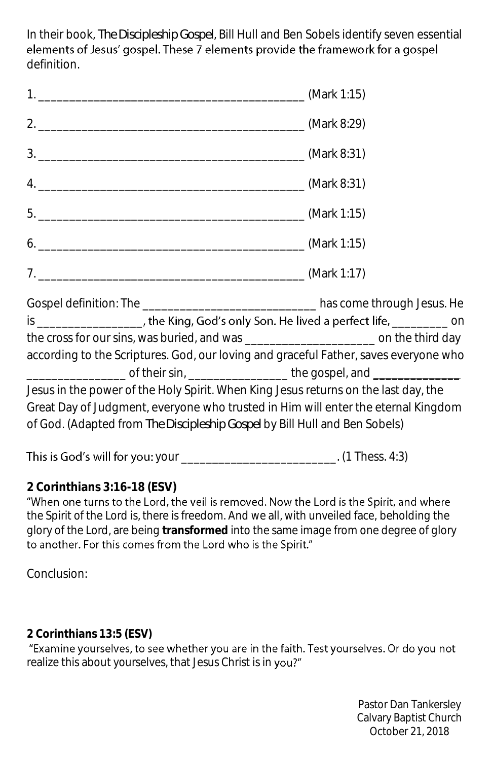In their book, *The Discipleship Gospel*, Bill Hull and Ben Sobels identify seven essential elements of Jesus' gospel. These 7 elements provide the framework for a gospel definition.

1. ___________________________________________ (Mark 1:15)

2. ___________________________________________ (Mark 8:29)

3. ___________________________________________ (Mark 8:31)

4. ___________________________________________ (Mark 8:31)

5. ___________________________________________ (Mark 1:15)

6. ___________________________________________ (Mark 1:15)

7. ___________________________________________ (Mark 1:17)

Gospel definition: The ___________________________ has come through Jesus. He is ________________, the King, God's only Son. He lived a perfect life, ________ on the cross for our sins, was buried, and was ____________________ on the third day according to the Scriptures. God, our loving and graceful Father, saves everyone who ________________ of their sin, ________________ the gospel, and **______________** Jesus in the power of the Holy Spirit. When King Jesus returns on the last day, the Great Day of Judgment, everyone who trusted in Him will enter the eternal Kingdom of God. (Adapted from *The Discipleship Gospel* by Bill Hull and Ben Sobels)

This is God's will for you: your ________________________. (1 Thess. 4:3)

**2 Corinthians 3:16-18 (ESV)**

"When one turns to the Lord, the veil is removed. Now the Lord is the Spirit, and where the Spirit of the Lord is, there is freedom. And we all, with unveiled face, beholding the glory of the Lord, are being **transformed** into the same image from one degree of glory to another. For this comes from the Lord who is the Spirit."

Conclusion:

**2 Corinthians 13:5 (ESV)**

"Examine yourselves, to see whether you are in the faith. Test yourselves. Or do you not realize this about yourselves, that Jesus Christ is in you?"

Pastor Dan Tankersley
Calvary Baptist Church
October 21, 2018